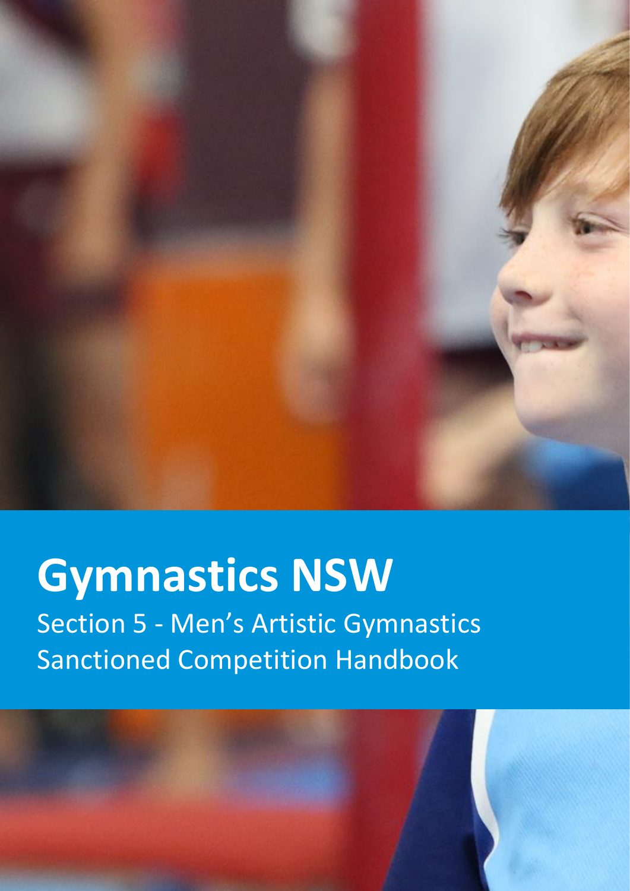# Gymnastics NSW

Section 5 - Men's Artistic Gymnastics
Sanctioned Competition Handbook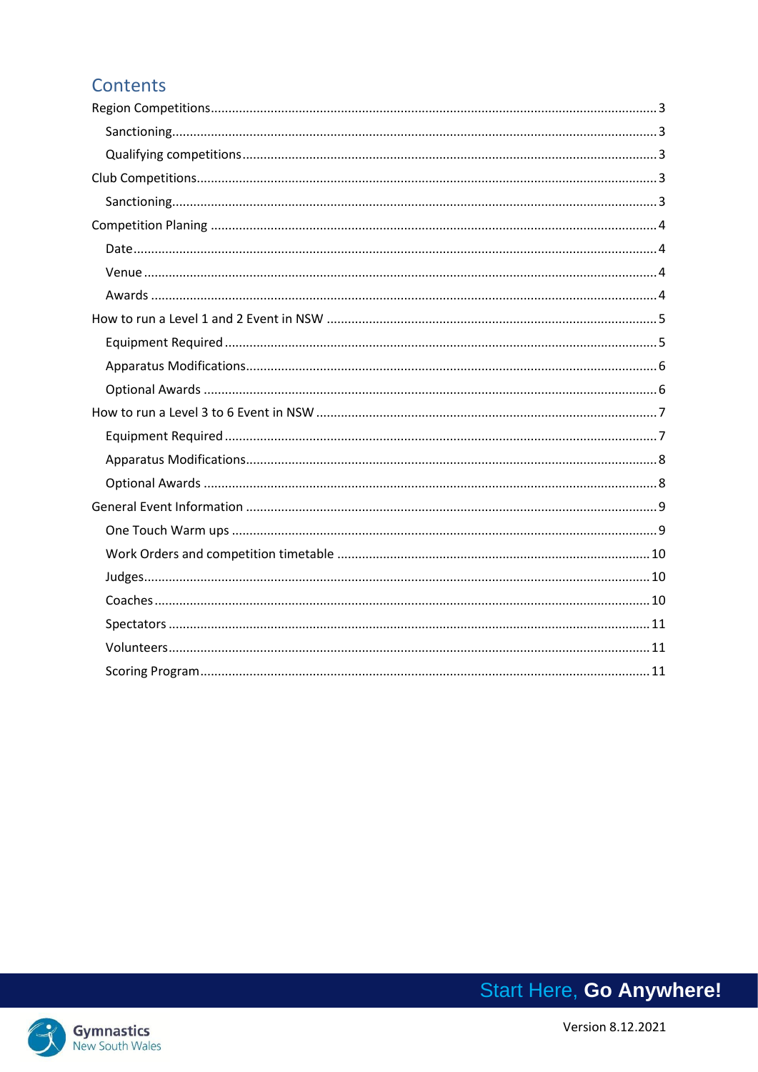# Contents

Region Competitions.....3

- Sanctioning.....3
- Qualifying competitions.....3

Club Competitions.....3

- Sanctioning.....3

Competition Planing.....4

- Date.....4
- Venue.....4
- Awards.....4

How to run a Level 1 and 2 Event in NSW.....5

- Equipment Required.....5
- Apparatus Modifications.....6
- Optional Awards.....6

How to run a Level 3 to 6 Event in NSW.....7

- Equipment Required.....7
- Apparatus Modifications.....8
- Optional Awards.....8

General Event Information.....9

- One Touch Warm ups.....9
- Work Orders and competition timetable.....10
- Judges.....10
- Coaches.....10
- Spectators.....11
- Volunteers.....11
- Scoring Program.....11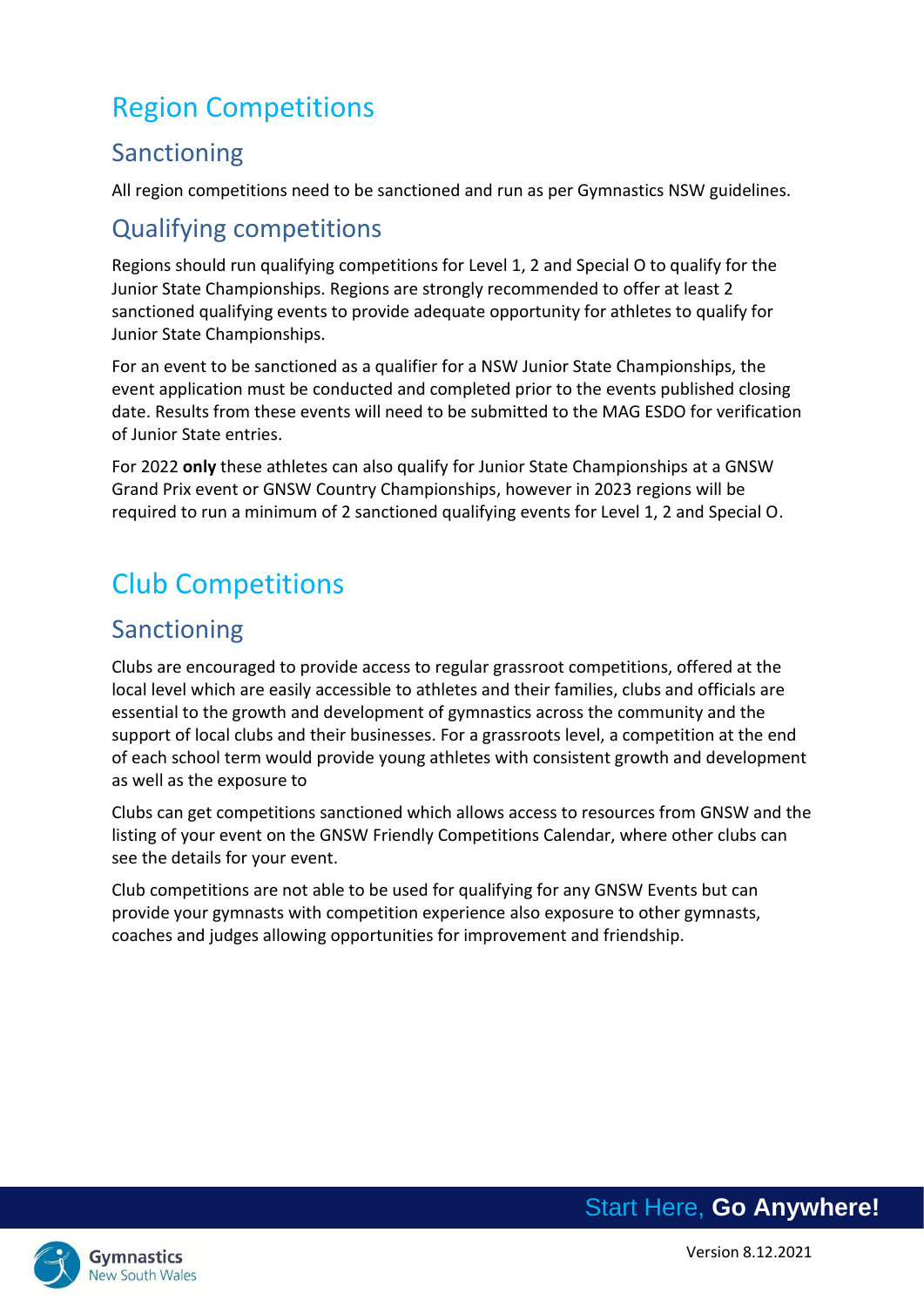# Region Competitions

## Sanctioning

All region competitions need to be sanctioned and run as per Gymnastics NSW guidelines.

## Qualifying competitions

Regions should run qualifying competitions for Level 1, 2 and Special O to qualify for the Junior State Championships. Regions are strongly recommended to offer at least 2 sanctioned qualifying events to provide adequate opportunity for athletes to qualify for Junior State Championships.

For an event to be sanctioned as a qualifier for a NSW Junior State Championships, the event application must be conducted and completed prior to the events published closing date. Results from these events will need to be submitted to the MAG ESDO for verification of Junior State entries.

For 2022 **only** these athletes can also qualify for Junior State Championships at a GNSW Grand Prix event or GNSW Country Championships, however in 2023 regions will be required to run a minimum of 2 sanctioned qualifying events for Level 1, 2 and Special O.

# Club Competitions

## Sanctioning

Clubs are encouraged to provide access to regular grassroot competitions, offered at the local level which are easily accessible to athletes and their families, clubs and officials are essential to the growth and development of gymnastics across the community and the support of local clubs and their businesses. For a grassroots level, a competition at the end of each school term would provide young athletes with consistent growth and development as well as the exposure to

Clubs can get competitions sanctioned which allows access to resources from GNSW and the listing of your event on the GNSW Friendly Competitions Calendar, where other clubs can see the details for your event.

Club competitions are not able to be used for qualifying for any GNSW Events but can provide your gymnasts with competition experience also exposure to other gymnasts, coaches and judges allowing opportunities for improvement and friendship.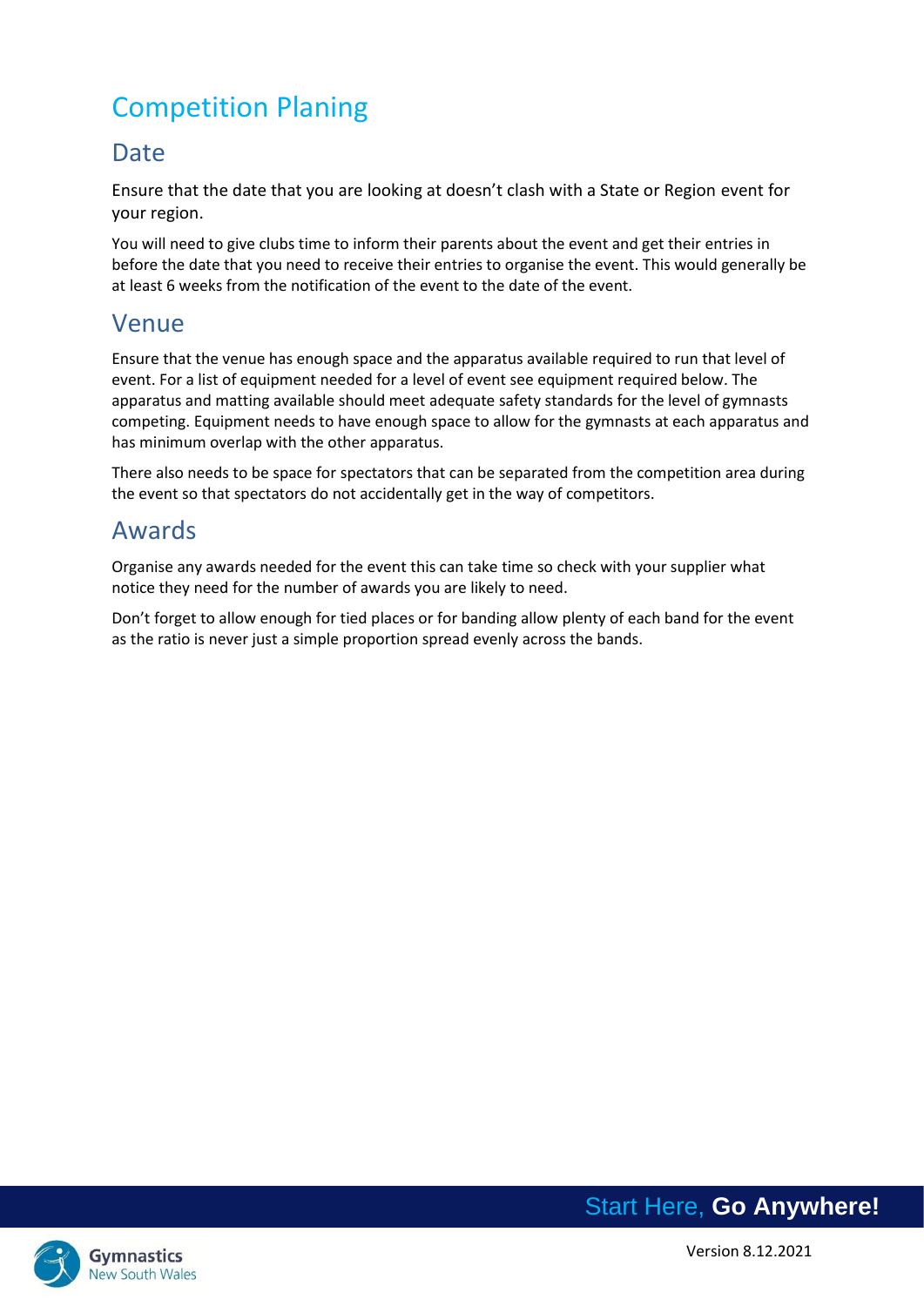# Competition Planing

## Date

Ensure that the date that you are looking at doesn't clash with a State or Region event for your region.

You will need to give clubs time to inform their parents about the event and get their entries in before the date that you need to receive their entries to organise the event. This would generally be at least 6 weeks from the notification of the event to the date of the event.

## Venue

Ensure that the venue has enough space and the apparatus available required to run that level of event. For a list of equipment needed for a level of event see equipment required below. The apparatus and matting available should meet adequate safety standards for the level of gymnasts competing. Equipment needs to have enough space to allow for the gymnasts at each apparatus and has minimum overlap with the other apparatus.

There also needs to be space for spectators that can be separated from the competition area during the event so that spectators do not accidentally get in the way of competitors.

## Awards

Organise any awards needed for the event this can take time so check with your supplier what notice they need for the number of awards you are likely to need.

Don't forget to allow enough for tied places or for banding allow plenty of each band for the event as the ratio is never just a simple proportion spread evenly across the bands.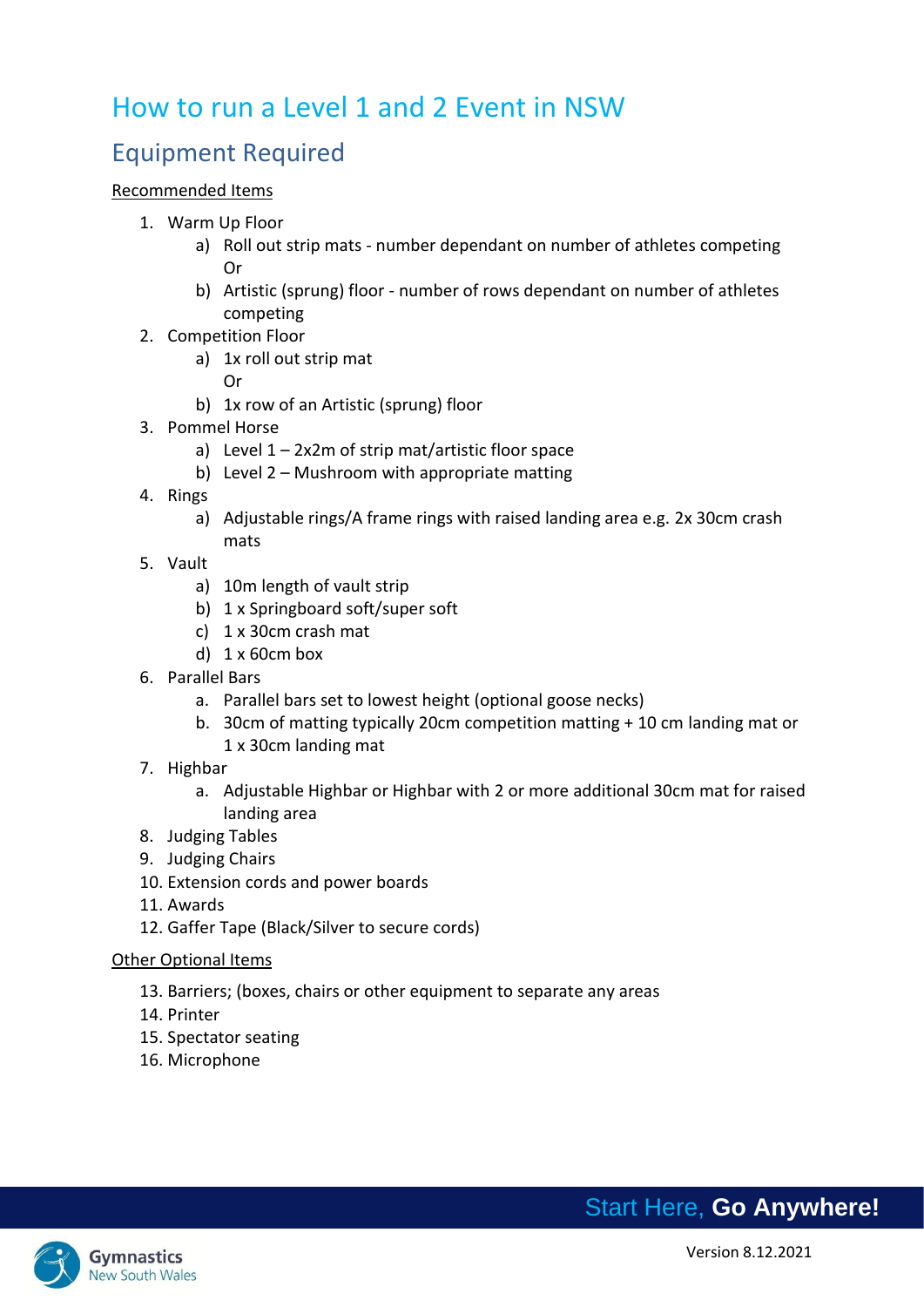# How to run a Level 1 and 2 Event in NSW

## Equipment Required

Recommended Items

1. Warm Up Floor
   a) Roll out strip mats - number dependant on number of athletes competing
      Or
   b) Artistic (sprung) floor - number of rows dependant on number of athletes competing
2. Competition Floor
   a) 1x roll out strip mat
      Or
   b) 1x row of an Artistic (sprung) floor
3. Pommel Horse
   a) Level 1 – 2x2m of strip mat/artistic floor space
   b) Level 2 – Mushroom with appropriate matting
4. Rings
   a) Adjustable rings/A frame rings with raised landing area e.g. 2x 30cm crash mats
5. Vault
   a) 10m length of vault strip
   b) 1 x Springboard soft/super soft
   c) 1 x 30cm crash mat
   d) 1 x 60cm box
6. Parallel Bars
   a. Parallel bars set to lowest height (optional goose necks)
   b. 30cm of matting typically 20cm competition matting + 10 cm landing mat or 1 x 30cm landing mat
7. Highbar
   a. Adjustable Highbar or Highbar with 2 or more additional 30cm mat for raised landing area
8. Judging Tables
9. Judging Chairs
10. Extension cords and power boards
11. Awards
12. Gaffer Tape (Black/Silver to secure cords)

Other Optional Items

13. Barriers; (boxes, chairs or other equipment to separate any areas
14. Printer
15. Spectator seating
16. Microphone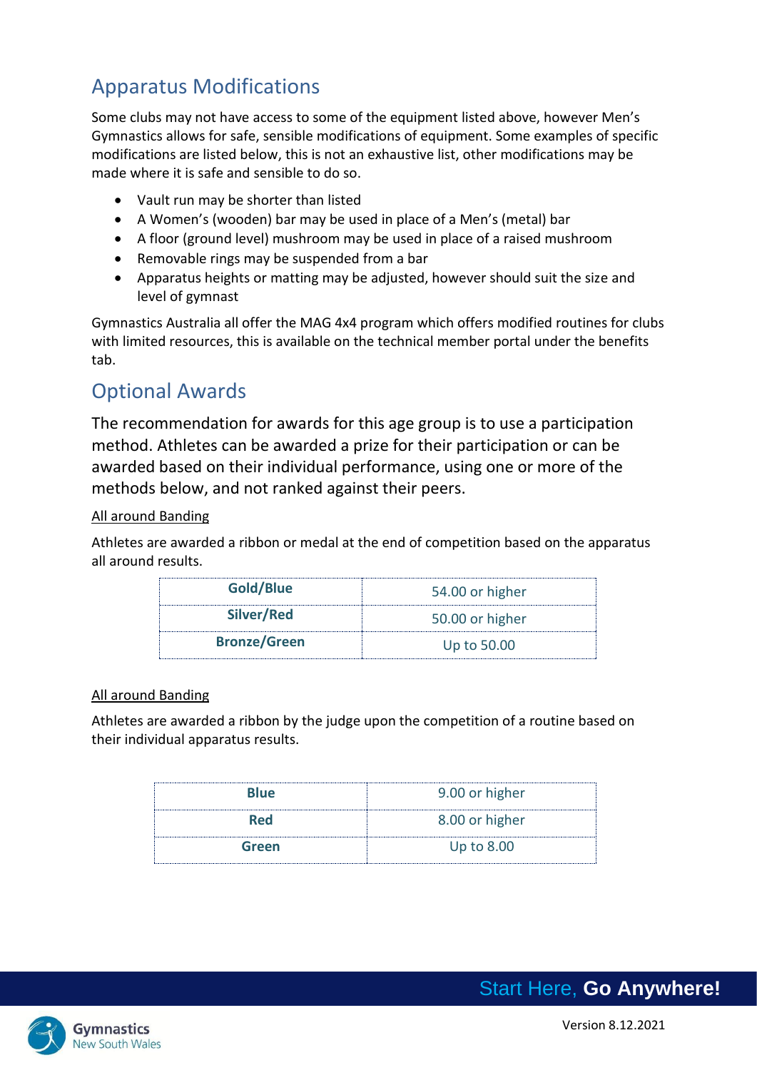## Apparatus Modifications

Some clubs may not have access to some of the equipment listed above, however Men's Gymnastics allows for safe, sensible modifications of equipment. Some examples of specific modifications are listed below, this is not an exhaustive list, other modifications may be made where it is safe and sensible to do so.

- Vault run may be shorter than listed
- A Women's (wooden) bar may be used in place of a Men's (metal) bar
- A floor (ground level) mushroom may be used in place of a raised mushroom
- Removable rings may be suspended from a bar
- Apparatus heights or matting may be adjusted, however should suit the size and level of gymnast

Gymnastics Australia all offer the MAG 4x4 program which offers modified routines for clubs with limited resources, this is available on the technical member portal under the benefits tab.

## Optional Awards

The recommendation for awards for this age group is to use a participation method. Athletes can be awarded a prize for their participation or can be awarded based on their individual performance, using one or more of the methods below, and not ranked against their peers.

<u>All around Banding</u>

Athletes are awarded a ribbon or medal at the end of competition based on the apparatus all around results.

| **Gold/Blue** | 54.00 or higher |
|---|---|
| **Silver/Red** | 50.00 or higher |
| **Bronze/Green** | Up to 50.00 |

<u>All around Banding</u>

Athletes are awarded a ribbon by the judge upon the competition of a routine based on their individual apparatus results.

| **Blue** | 9.00 or higher |
|---|---|
| **Red** | 8.00 or higher |
| **Green** | Up to 8.00 |

Start Here, **Go Anywhere!**

Gymnastics New South Wales

Version 8.12.2021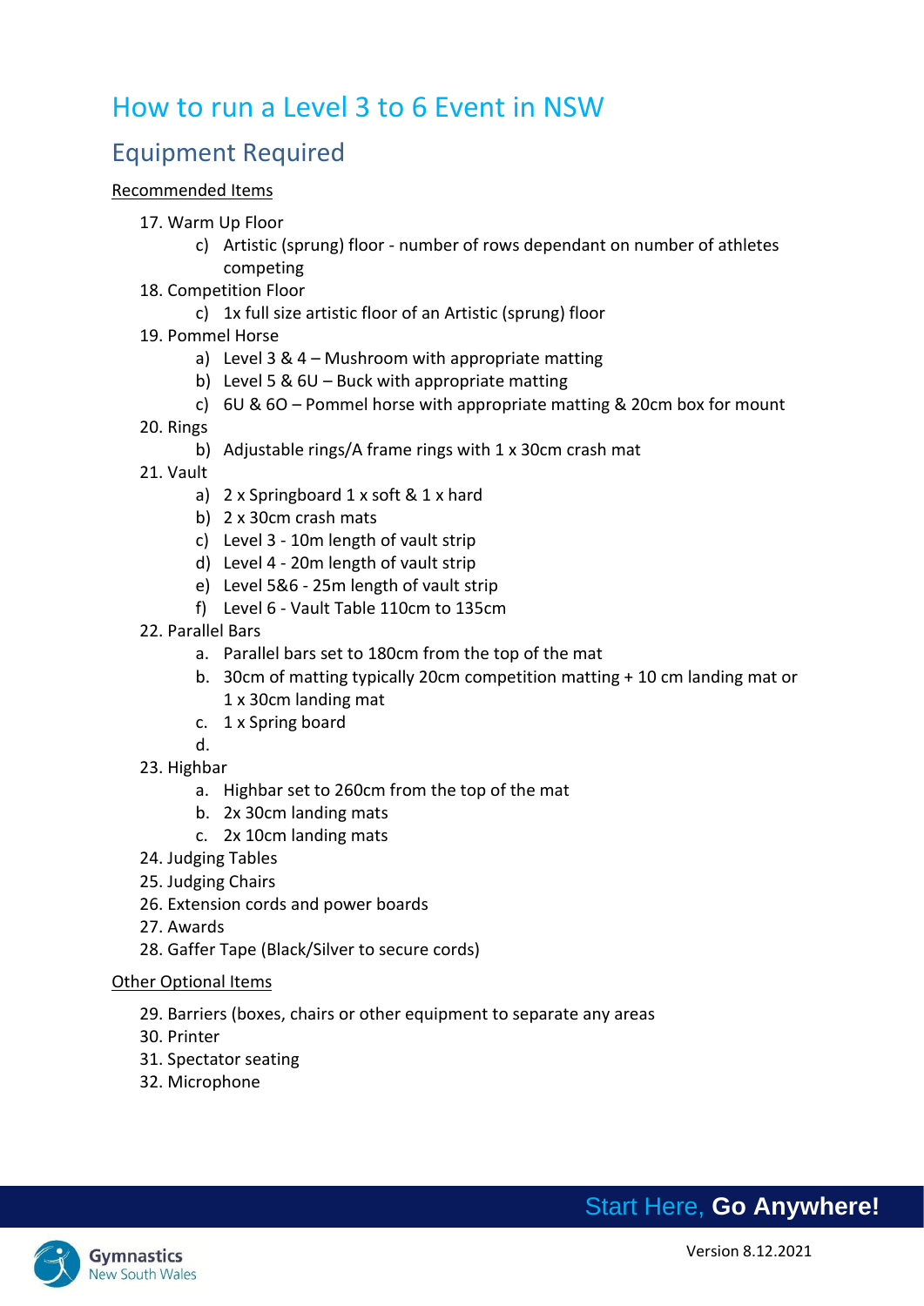# How to run a Level 3 to 6 Event in NSW

## Equipment Required

Recommended Items

17. Warm Up Floor
    c) Artistic (sprung) floor - number of rows dependant on number of athletes competing
18. Competition Floor
    c) 1x full size artistic floor of an Artistic (sprung) floor
19. Pommel Horse
    a) Level 3 & 4 – Mushroom with appropriate matting
    b) Level 5 & 6U – Buck with appropriate matting
    c) 6U & 6O – Pommel horse with appropriate matting & 20cm box for mount
20. Rings
    b) Adjustable rings/A frame rings with 1 x 30cm crash mat
21. Vault
    a) 2 x Springboard 1 x soft & 1 x hard
    b) 2 x 30cm crash mats
    c) Level 3 - 10m length of vault strip
    d) Level 4 - 20m length of vault strip
    e) Level 5&6 - 25m length of vault strip
    f) Level 6 - Vault Table 110cm to 135cm
22. Parallel Bars
    a. Parallel bars set to 180cm from the top of the mat
    b. 30cm of matting typically 20cm competition matting + 10 cm landing mat or 1 x 30cm landing mat
    c. 1 x Spring board
    d.
23. Highbar
    a. Highbar set to 260cm from the top of the mat
    b. 2x 30cm landing mats
    c. 2x 10cm landing mats
24. Judging Tables
25. Judging Chairs
26. Extension cords and power boards
27. Awards
28. Gaffer Tape (Black/Silver to secure cords)

Other Optional Items

29. Barriers (boxes, chairs or other equipment to separate any areas
30. Printer
31. Spectator seating
32. Microphone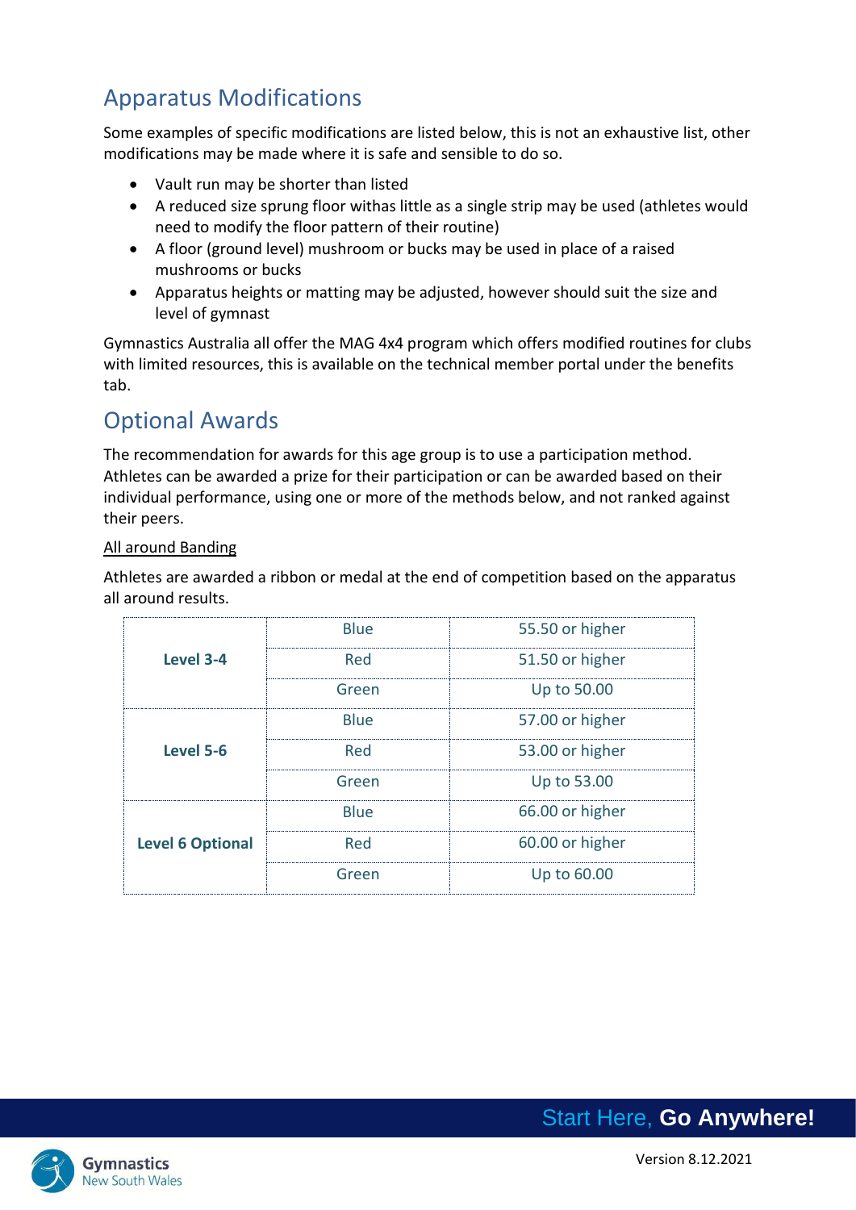## Apparatus Modifications

Some examples of specific modifications are listed below, this is not an exhaustive list, other modifications may be made where it is safe and sensible to do so.

- Vault run may be shorter than listed
- A reduced size sprung floor withas little as a single strip may be used (athletes would need to modify the floor pattern of their routine)
- A floor (ground level) mushroom or bucks may be used in place of a raised mushrooms or bucks
- Apparatus heights or matting may be adjusted, however should suit the size and level of gymnast

Gymnastics Australia all offer the MAG 4x4 program which offers modified routines for clubs with limited resources, this is available on the technical member portal under the benefits tab.

## Optional Awards

The recommendation for awards for this age group is to use a participation method. Athletes can be awarded a prize for their participation or can be awarded based on their individual performance, using one or more of the methods below, and not ranked against their peers.

All around Banding

Athletes are awarded a ribbon or medal at the end of competition based on the apparatus all around results.

| | | |
|---|---|---|
| **Level 3-4** | Blue | 55.50 or higher |
| | Red | 51.50 or higher |
| | Green | Up to 50.00 |
| **Level 5-6** | Blue | 57.00 or higher |
| | Red | 53.00 or higher |
| | Green | Up to 53.00 |
| **Level 6 Optional** | Blue | 66.00 or higher |
| | Red | 60.00 or higher |
| | Green | Up to 60.00 |

Version 8.12.2021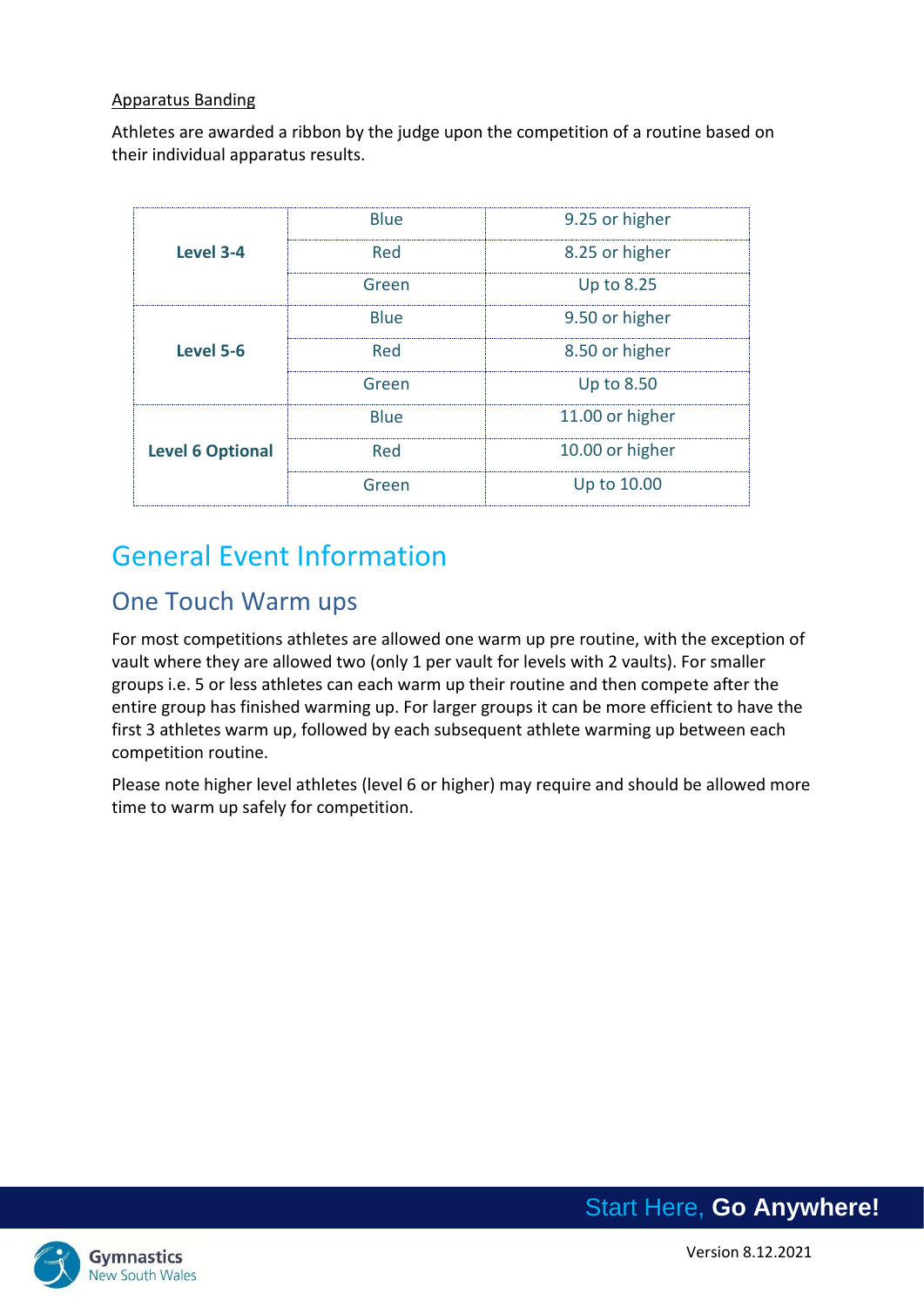Apparatus Banding

Athletes are awarded a ribbon by the judge upon the competition of a routine based on their individual apparatus results.

| | | |
|---|---|---|
| **Level 3-4** | Blue | 9.25 or higher |
| | Red | 8.25 or higher |
| | Green | Up to 8.25 |
| **Level 5-6** | Blue | 9.50 or higher |
| | Red | 8.50 or higher |
| | Green | Up to 8.50 |
| **Level 6 Optional** | Blue | 11.00 or higher |
| | Red | 10.00 or higher |
| | Green | Up to 10.00 |

# General Event Information

## One Touch Warm ups

For most competitions athletes are allowed one warm up pre routine, with the exception of vault where they are allowed two (only 1 per vault for levels with 2 vaults). For smaller groups i.e. 5 or less athletes can each warm up their routine and then compete after the entire group has finished warming up. For larger groups it can be more efficient to have the first 3 athletes warm up, followed by each subsequent athlete warming up between each competition routine.

Please note higher level athletes (level 6 or higher) may require and should be allowed more time to warm up safely for competition.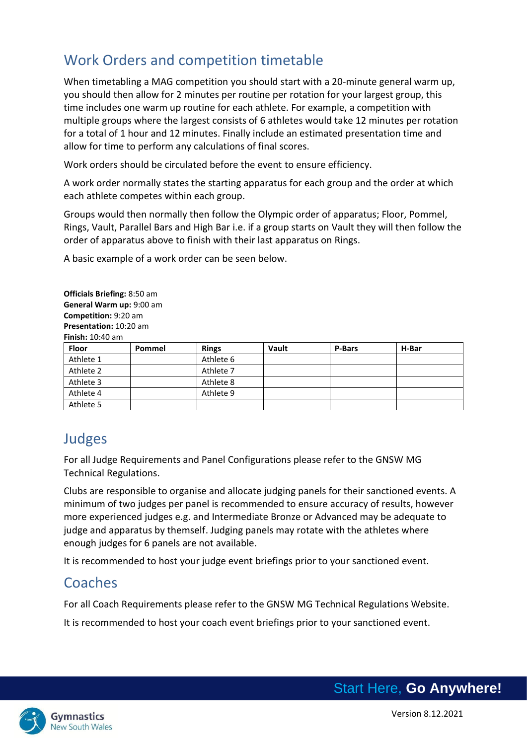## Work Orders and competition timetable

When timetabling a MAG competition you should start with a 20-minute general warm up, you should then allow for 2 minutes per routine per rotation for your largest group, this time includes one warm up routine for each athlete. For example, a competition with multiple groups where the largest consists of 6 athletes would take 12 minutes per rotation for a total of 1 hour and 12 minutes. Finally include an estimated presentation time and allow for time to perform any calculations of final scores.

Work orders should be circulated before the event to ensure efficiency.

A work order normally states the starting apparatus for each group and the order at which each athlete competes within each group.

Groups would then normally then follow the Olympic order of apparatus; Floor, Pommel, Rings, Vault, Parallel Bars and High Bar i.e. if a group starts on Vault they will then follow the order of apparatus above to finish with their last apparatus on Rings.

A basic example of a work order can be seen below.

**Officials Briefing:** 8:50 am
**General Warm up:** 9:00 am
**Competition:** 9:20 am
**Presentation:** 10:20 am
**Finish:** 10:40 am

| Floor | Pommel | Rings | Vault | P-Bars | H-Bar |
|---|---|---|---|---|---|
| Athlete 1 | | Athlete 6 | | | |
| Athlete 2 | | Athlete 7 | | | |
| Athlete 3 | | Athlete 8 | | | |
| Athlete 4 | | Athlete 9 | | | |
| Athlete 5 | | | | | |

## Judges

For all Judge Requirements and Panel Configurations please refer to the GNSW MG Technical Regulations.

Clubs are responsible to organise and allocate judging panels for their sanctioned events. A minimum of two judges per panel is recommended to ensure accuracy of results, however more experienced judges e.g. and Intermediate Bronze or Advanced may be adequate to judge and apparatus by themself. Judging panels may rotate with the athletes where enough judges for 6 panels are not available.

It is recommended to host your judge event briefings prior to your sanctioned event.

## Coaches

For all Coach Requirements please refer to the GNSW MG Technical Regulations Website.

It is recommended to host your coach event briefings prior to your sanctioned event.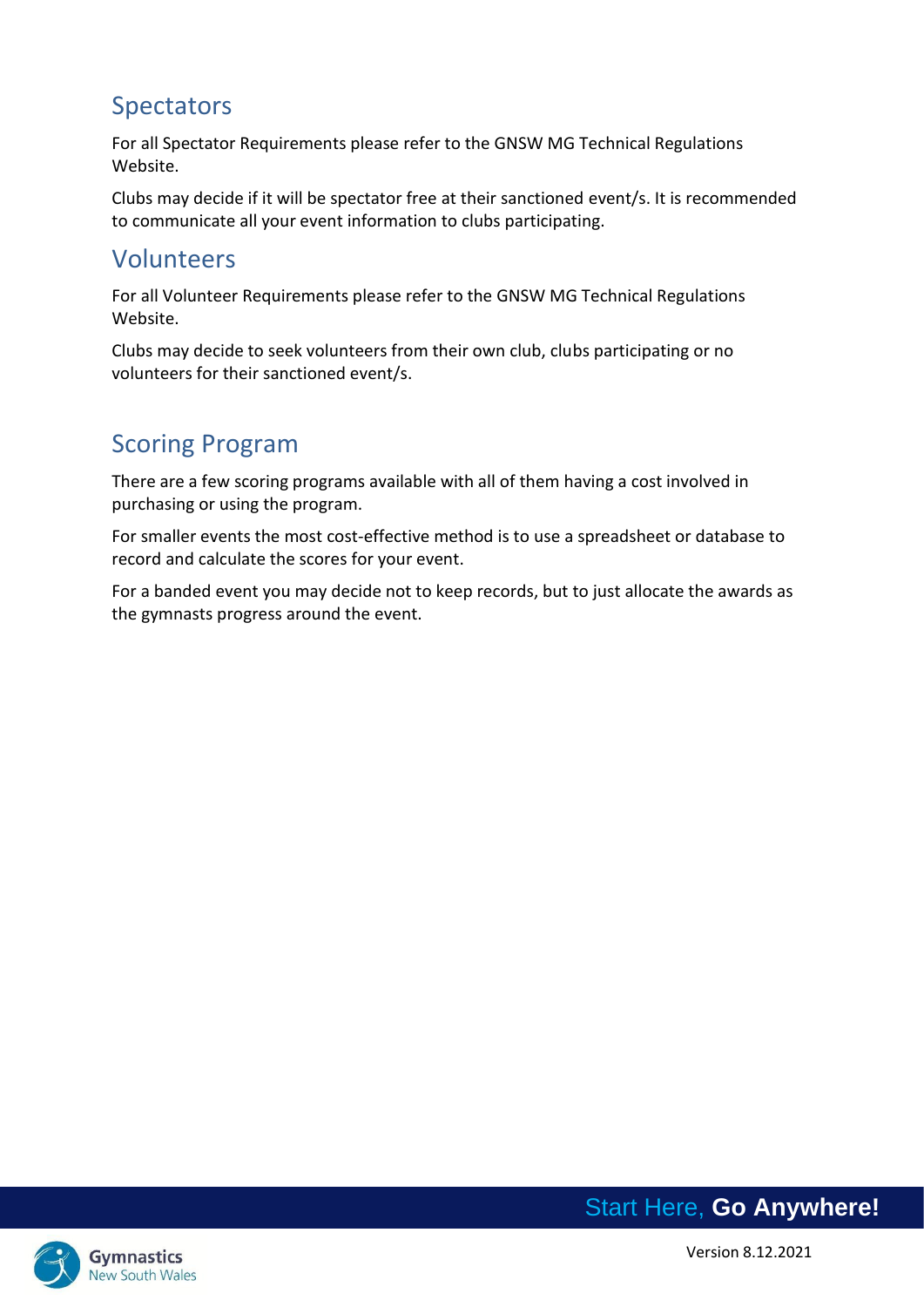## Spectators

For all Spectator Requirements please refer to the GNSW MG Technical Regulations Website.

Clubs may decide if it will be spectator free at their sanctioned event/s. It is recommended to communicate all your event information to clubs participating.

## Volunteers

For all Volunteer Requirements please refer to the GNSW MG Technical Regulations Website.

Clubs may decide to seek volunteers from their own club, clubs participating or no volunteers for their sanctioned event/s.

## Scoring Program

There are a few scoring programs available with all of them having a cost involved in purchasing or using the program.

For smaller events the most cost-effective method is to use a spreadsheet or database to record and calculate the scores for your event.

For a banded event you may decide not to keep records, but to just allocate the awards as the gymnasts progress around the event.